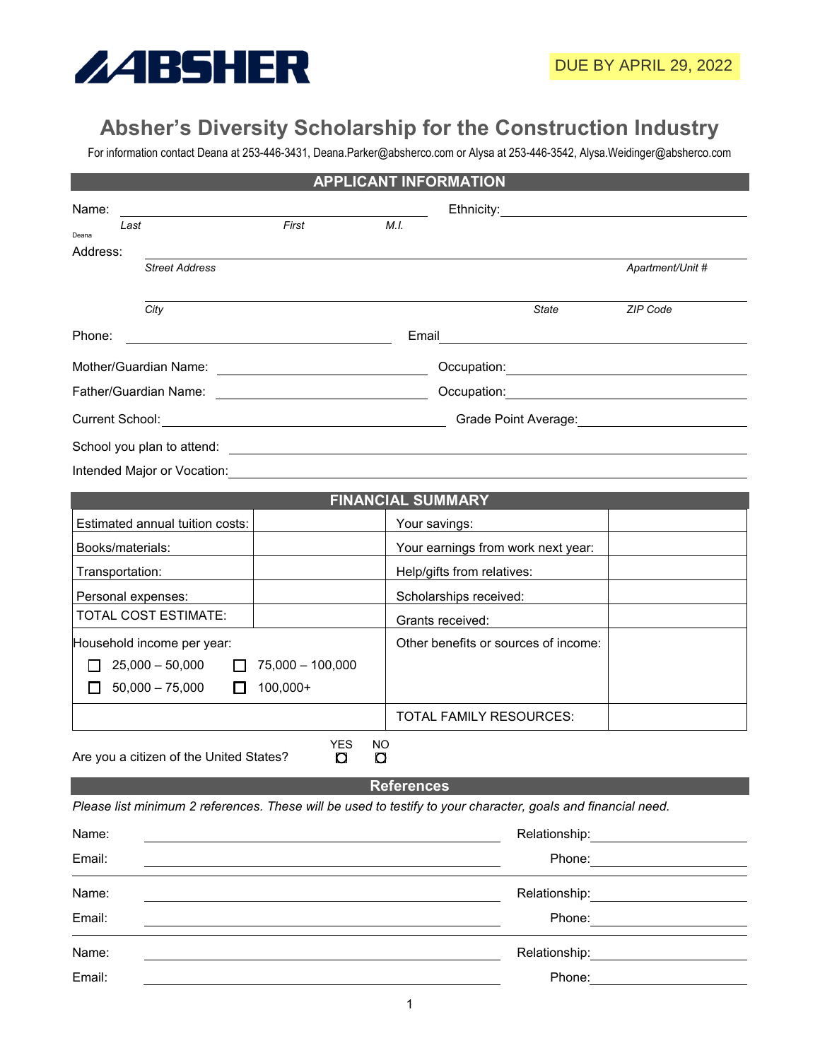ABSHER

DUE BY APRIL 29, 2022

# Absher's Diversity Scholarship for the Construction Industry

For information contact Deana at 253-446-3431, Deana.Parker@absherco.com or Alysa at 253-446-3542, Alysa.Weidinger@absherco.com

## APPLICANT INFORMATION

Name: ______________________________ Ethnicity: ______________________________
*Last* *First* *M.I.*

Deana

Address: ____________________________________________________________
*Street Address* *Apartment/Unit #*

____________________________________________________________
*City* *State* *ZIP Code*

Phone: ______________________________ Email ______________________________

Mother/Guardian Name: ______________________________ Occupation: ______________________________

Father/Guardian Name: ______________________________ Occupation: ______________________________

Current School: ______________________________ Grade Point Average: ______________________________

School you plan to attend: ______________________________

Intended Major or Vocation: ______________________________

## FINANCIAL SUMMARY

| | | | |
|---|---|---|---|
| Estimated annual tuition costs: | | Your savings: | |
| Books/materials: | | Your earnings from work next year: | |
| Transportation: | | Help/gifts from relatives: | |
| Personal expenses: | | Scholarships received: | |
| TOTAL COST ESTIMATE: | | Grants received: | |
| Household income per year: ☐ 25,000 – 50,000 ☐ 75,000 – 100,000 ☐ 50,000 – 75,000 ☐ 100,000+ | | Other benefits or sources of income: | |
| | | TOTAL FAMILY RESOURCES: | |

Are you a citizen of the United States? YES ☐ NO ☐

## References

*Please list minimum 2 references. These will be used to testify to your character, goals and financial need.*

Name: ______________________________ Relationship: ______________________________
Email: ______________________________ Phone: ______________________________

Name: ______________________________ Relationship: ______________________________
Email: ______________________________ Phone: ______________________________

Name: ______________________________ Relationship: ______________________________
Email: ______________________________ Phone: ______________________________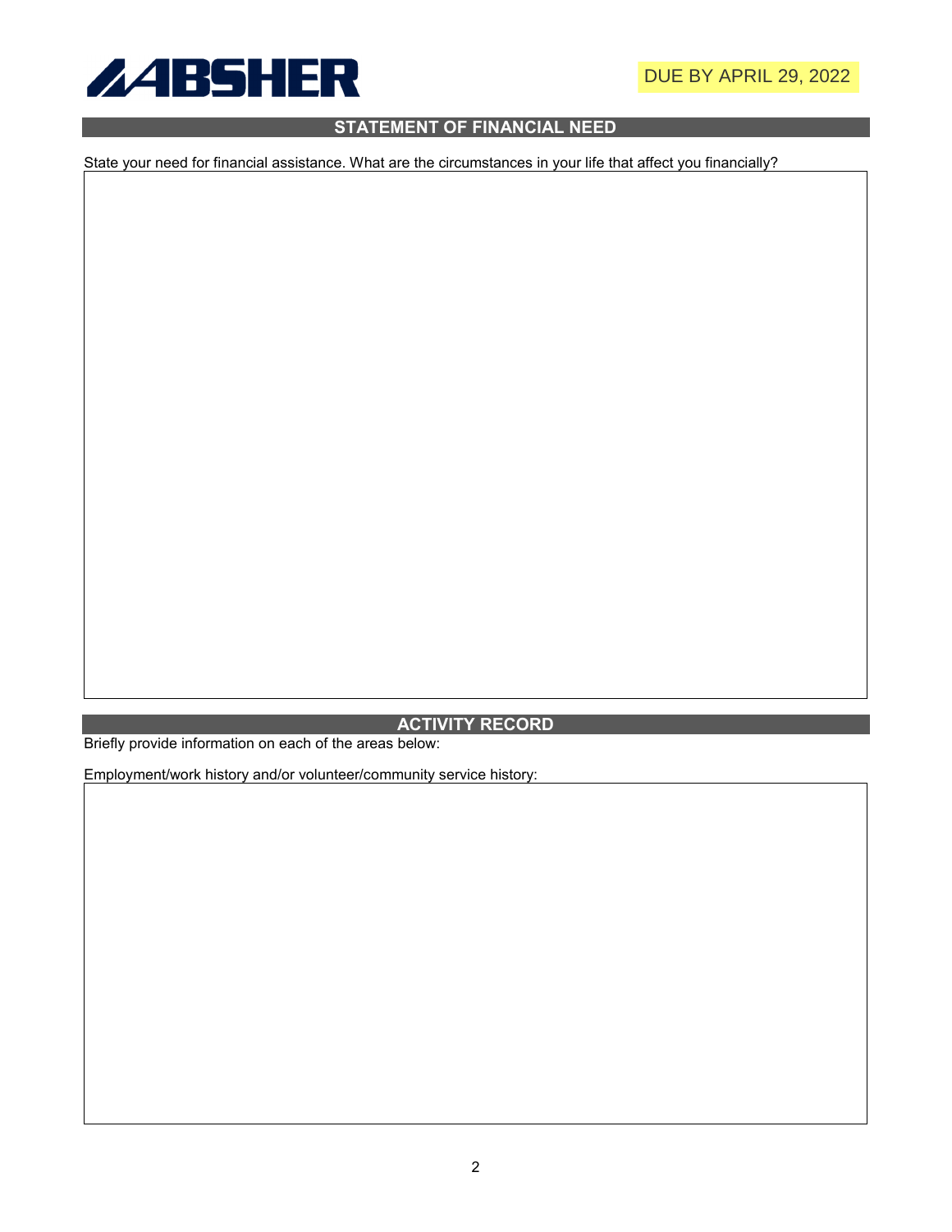ABSHER

DUE BY APRIL 29, 2022

## STATEMENT OF FINANCIAL NEED

State your need for financial assistance. What are the circumstances in your life that affect you financially?

## ACTIVITY RECORD

Briefly provide information on each of the areas below:

Employment/work history and/or volunteer/community service history: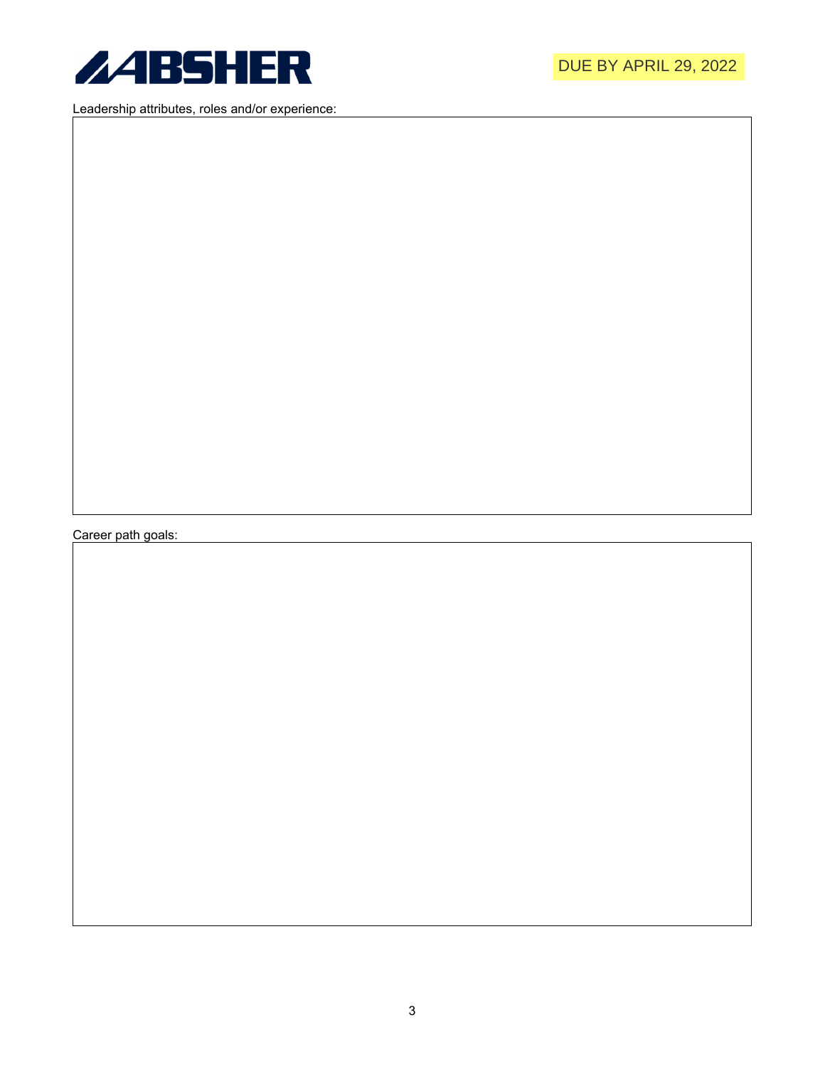DUE BY APRIL 29, 2022

Leadership attributes, roles and/or experience:

Career path goals: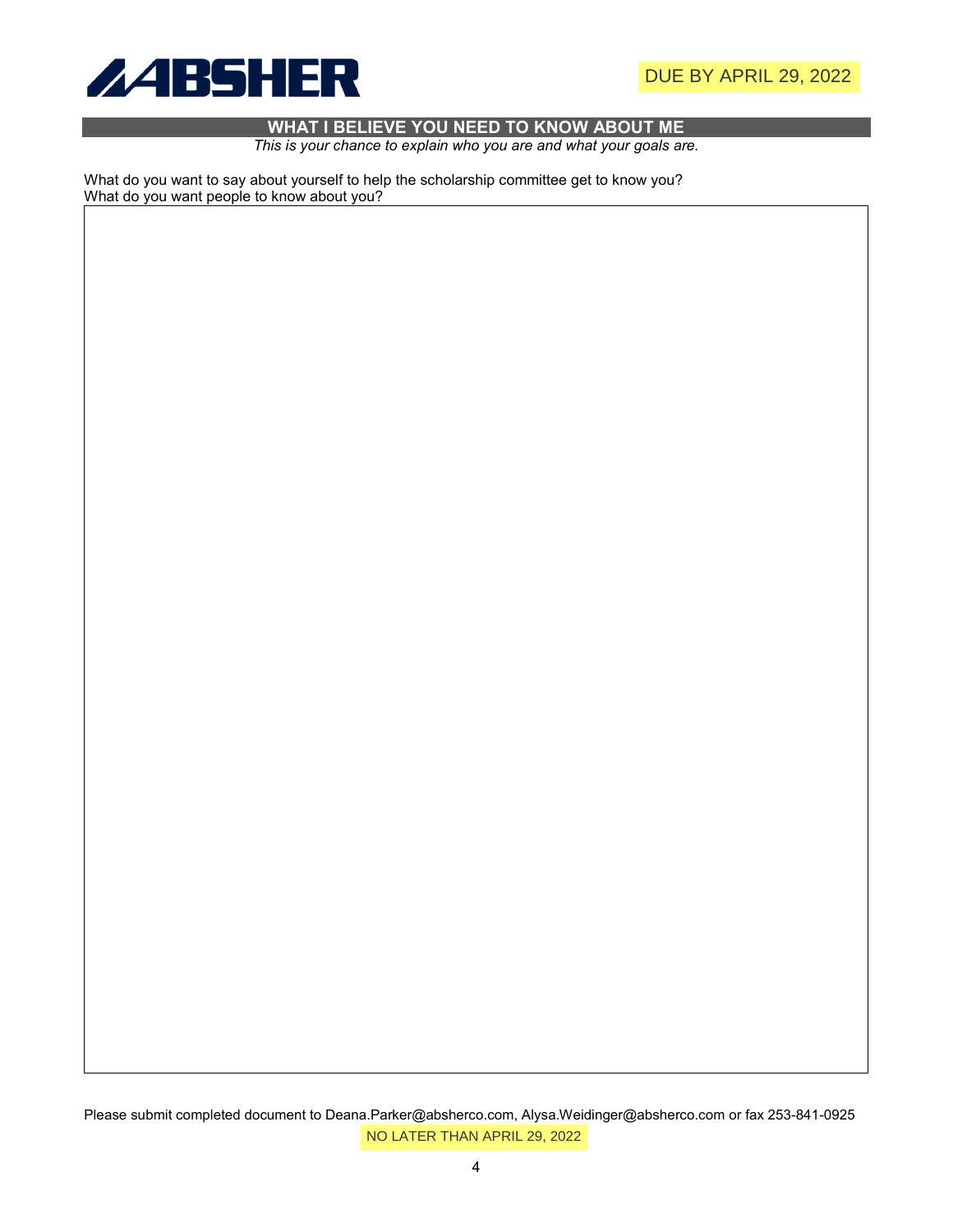# ABSHER

DUE BY APRIL 29, 2022

## WHAT I BELIEVE YOU NEED TO KNOW ABOUT ME

*This is your chance to explain who you are and what your goals are.*

What do you want to say about yourself to help the scholarship committee get to know you?
What do you want people to know about you?

Please submit completed document to Deana.Parker@absherco.com, Alysa.Weidinger@absherco.com or fax 253-841-0925

NO LATER THAN APRIL 29, 2022